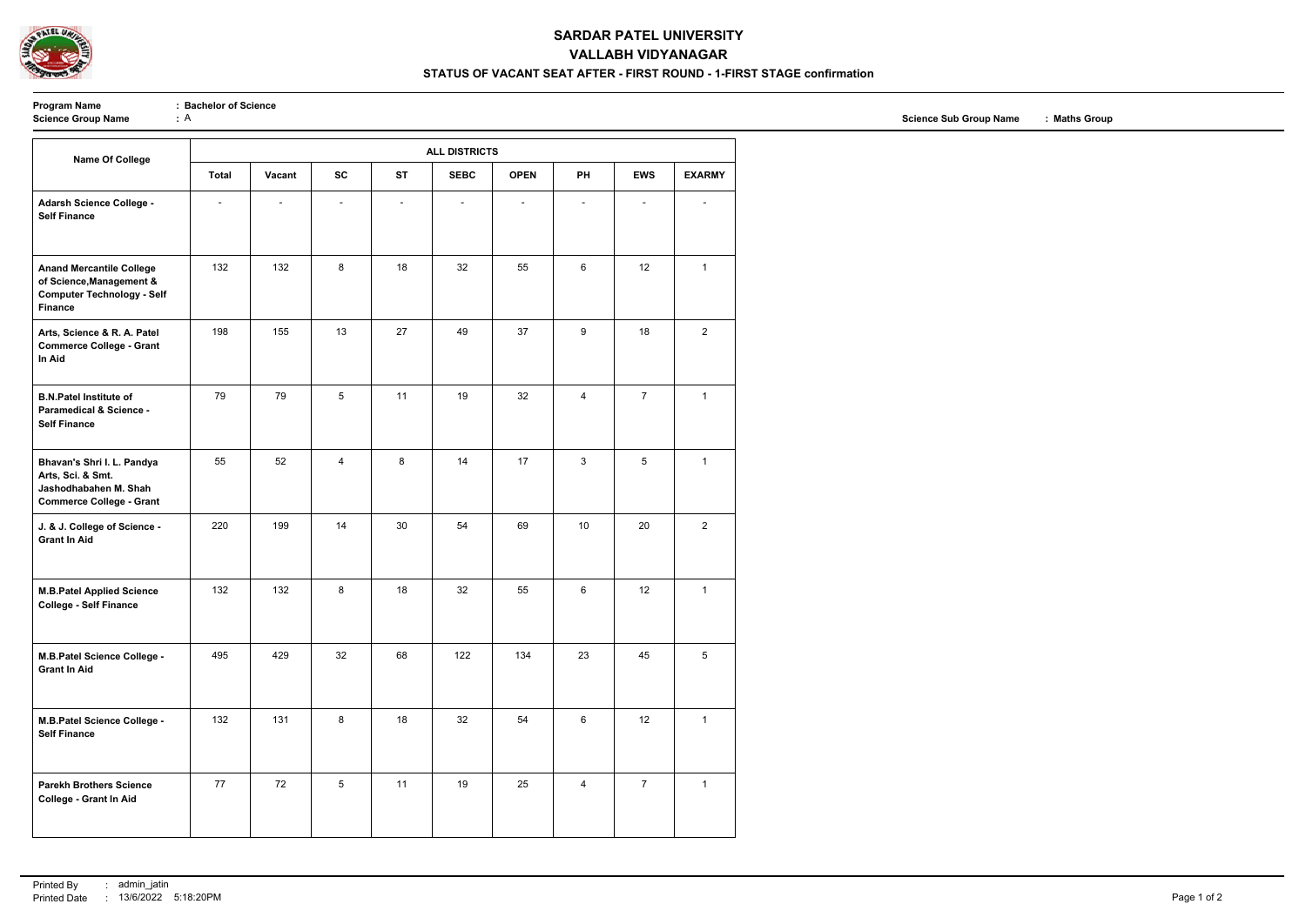# SARDAR PATEL UNIVERSITY

## VALLABH VIDYANAGAR

### STATUS OF VACANT SEAT AFTER - FIRST ROUND - 1-FIRST STAGE confirmation

**Program Name** : **Bachelor of Science**
**Science Group Name** : A
**Science Sub Group Name** : **Maths Group**

| Name Of College | ALL DISTRICTS | | | | | | | | |
|---|---|---|---|---|---|---|---|---|---|
| | **Total** | **Vacant** | **SC** | **ST** | **SEBC** | **OPEN** | **PH** | **EWS** | **EXARMY** |
| **Adarsh Science College - Self Finance** | - | - | - | - | - | - | - | - | - |
| **Anand Mercantile College of Science,Management & Computer Technology - Self Finance** | 132 | 132 | 8 | 18 | 32 | 55 | 6 | 12 | 1 |
| **Arts, Science & R. A. Patel Commerce College - Grant In Aid** | 198 | 155 | 13 | 27 | 49 | 37 | 9 | 18 | 2 |
| **B.N.Patel Institute of Paramedical & Science - Self Finance** | 79 | 79 | 5 | 11 | 19 | 32 | 4 | 7 | 1 |
| **Bhavan's Shri I. L. Pandya Arts, Sci. & Smt. Jashodhabahen M. Shah Commerce College - Grant** | 55 | 52 | 4 | 8 | 14 | 17 | 3 | 5 | 1 |
| **J. & J. College of Science - Grant In Aid** | 220 | 199 | 14 | 30 | 54 | 69 | 10 | 20 | 2 |
| **M.B.Patel Applied Science College - Self Finance** | 132 | 132 | 8 | 18 | 32 | 55 | 6 | 12 | 1 |
| **M.B.Patel Science College - Grant In Aid** | 495 | 429 | 32 | 68 | 122 | 134 | 23 | 45 | 5 |
| **M.B.Patel Science College - Self Finance** | 132 | 131 | 8 | 18 | 32 | 54 | 6 | 12 | 1 |
| **Parekh Brothers Science College - Grant In Aid** | 77 | 72 | 5 | 11 | 19 | 25 | 4 | 7 | 1 |

Printed By : admin_jatin
Printed Date : 13/6/2022 5:18:20PM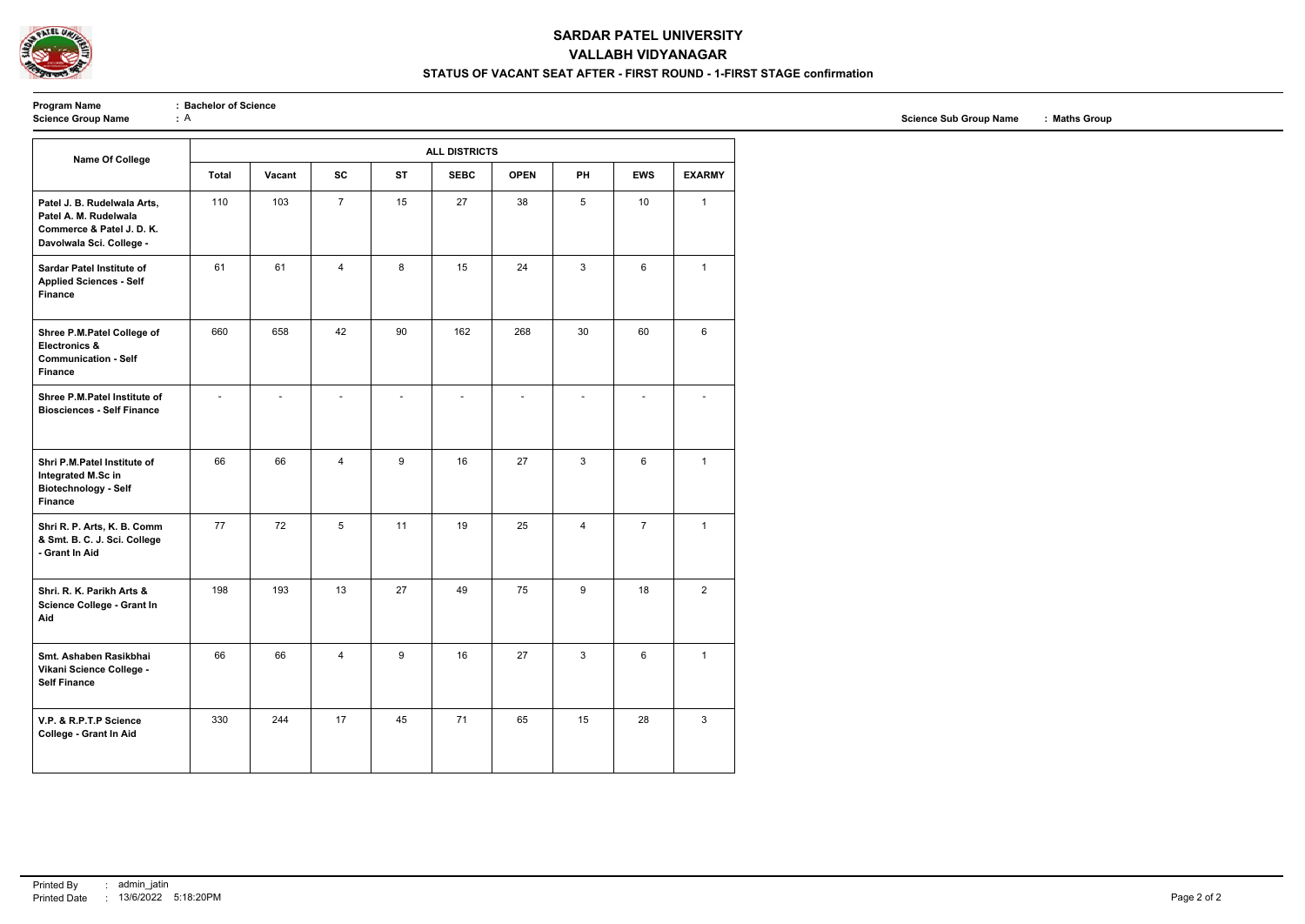# SARDAR PATEL UNIVERSITY

## VALLABH VIDYANAGAR

### STATUS OF VACANT SEAT AFTER - FIRST ROUND - 1-FIRST STAGE confirmation

**Program Name** : **Bachelor of Science**
**Science Group Name** : A
**Science Sub Group Name** : **Maths Group**

| Name Of College | ALL DISTRICTS | | | | | | | | |
|---|---|---|---|---|---|---|---|---|---|
| | **Total** | **Vacant** | **SC** | **ST** | **SEBC** | **OPEN** | **PH** | **EWS** | **EXARMY** |
| **Patel J. B. Rudelwala Arts, Patel A. M. Rudelwala Commerce & Patel J. D. K. Davolwala Sci. College -** | 110 | 103 | 7 | 15 | 27 | 38 | 5 | 10 | 1 |
| **Sardar Patel Institute of Applied Sciences - Self Finance** | 61 | 61 | 4 | 8 | 15 | 24 | 3 | 6 | 1 |
| **Shree P.M.Patel College of Electronics & Communication - Self Finance** | 660 | 658 | 42 | 90 | 162 | 268 | 30 | 60 | 6 |
| **Shree P.M.Patel Institute of Biosciences - Self Finance** | - | - | - | - | - | - | - | - | - |
| **Shri P.M.Patel Institute of Integrated M.Sc in Biotechnology - Self Finance** | 66 | 66 | 4 | 9 | 16 | 27 | 3 | 6 | 1 |
| **Shri R. P. Arts, K. B. Comm & Smt. B. C. J. Sci. College - Grant In Aid** | 77 | 72 | 5 | 11 | 19 | 25 | 4 | 7 | 1 |
| **Shri. R. K. Parikh Arts & Science College - Grant In Aid** | 198 | 193 | 13 | 27 | 49 | 75 | 9 | 18 | 2 |
| **Smt. Ashaben Rasikbhai Vikani Science College - Self Finance** | 66 | 66 | 4 | 9 | 16 | 27 | 3 | 6 | 1 |
| **V.P. & R.P.T.P Science College - Grant In Aid** | 330 | 244 | 17 | 45 | 71 | 65 | 15 | 28 | 3 |

Printed By : admin_jatin
Printed Date : 13/6/2022 5:18:20PM